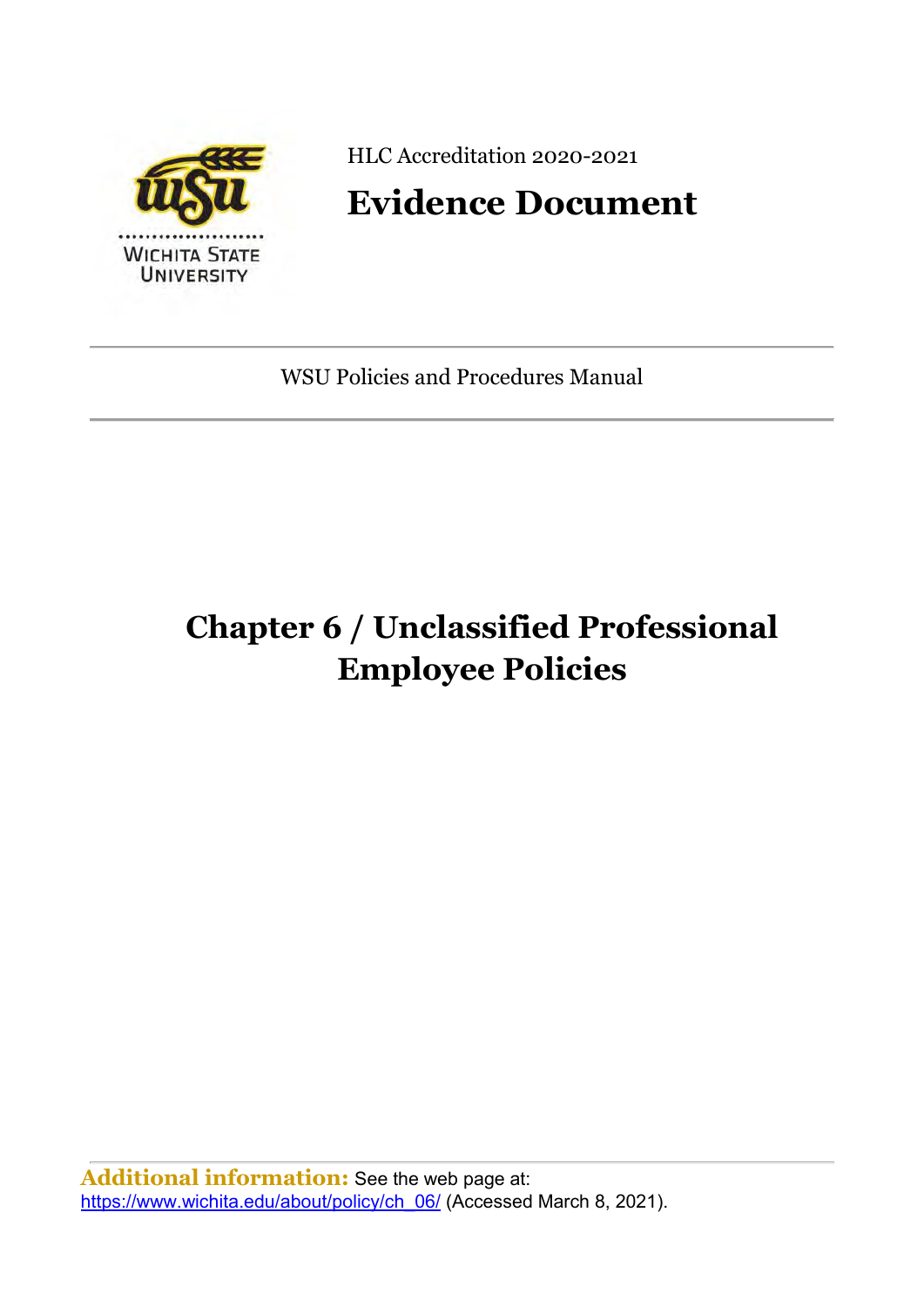HLC Accreditation 2020-2021

# Evidence Document

WSU Policies and Procedures Manual

# Chapter 6 / Unclassified Professional Employee Policies

**Additional information:** See the web page at: https://www.wichita.edu/about/policy/ch_06/ (Accessed March 8, 2021).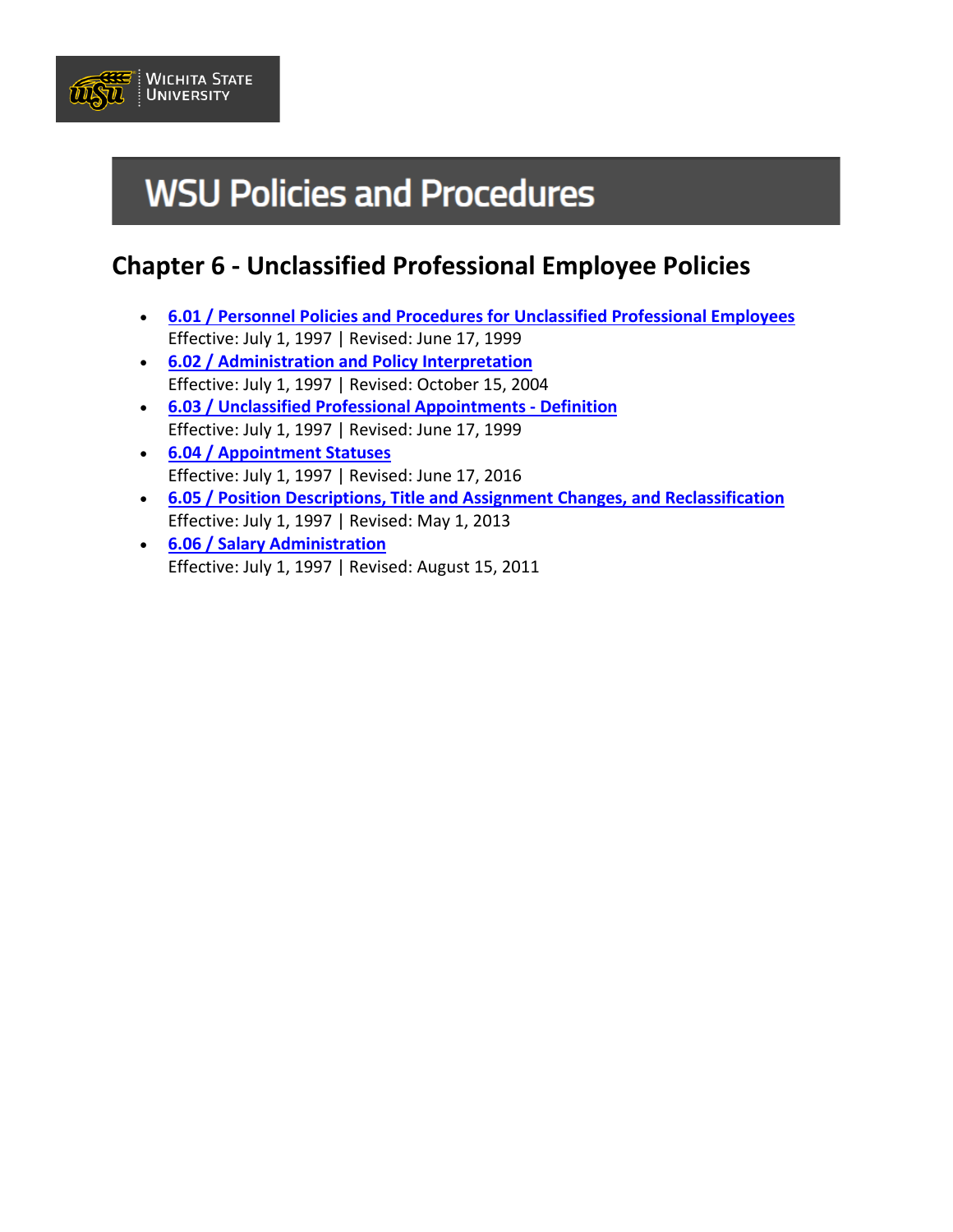# WSU Policies and Procedures

## Chapter 6 - Unclassified Professional Employee Policies

- **6.01 / Personnel Policies and Procedures for Unclassified Professional Employees**
  Effective: July 1, 1997 | Revised: June 17, 1999
- **6.02 / Administration and Policy Interpretation**
  Effective: July 1, 1997 | Revised: October 15, 2004
- **6.03 / Unclassified Professional Appointments - Definition**
  Effective: July 1, 1997 | Revised: June 17, 1999
- **6.04 / Appointment Statuses**
  Effective: July 1, 1997 | Revised: June 17, 2016
- **6.05 / Position Descriptions, Title and Assignment Changes, and Reclassification**
  Effective: July 1, 1997 | Revised: May 1, 2013
- **6.06 / Salary Administration**
  Effective: July 1, 1997 | Revised: August 15, 2011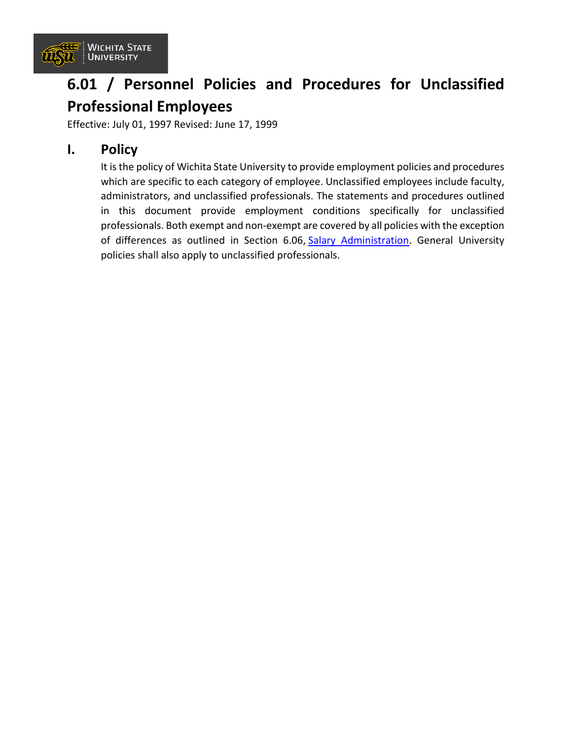# 6.01 / Personnel Policies and Procedures for Unclassified Professional Employees

Effective: July 01, 1997 Revised: June 17, 1999

## I. Policy

It is the policy of Wichita State University to provide employment policies and procedures which are specific to each category of employee. Unclassified employees include faculty, administrators, and unclassified professionals. The statements and procedures outlined in this document provide employment conditions specifically for unclassified professionals. Both exempt and non-exempt are covered by all policies with the exception of differences as outlined in Section 6.06, Salary Administration. General University policies shall also apply to unclassified professionals.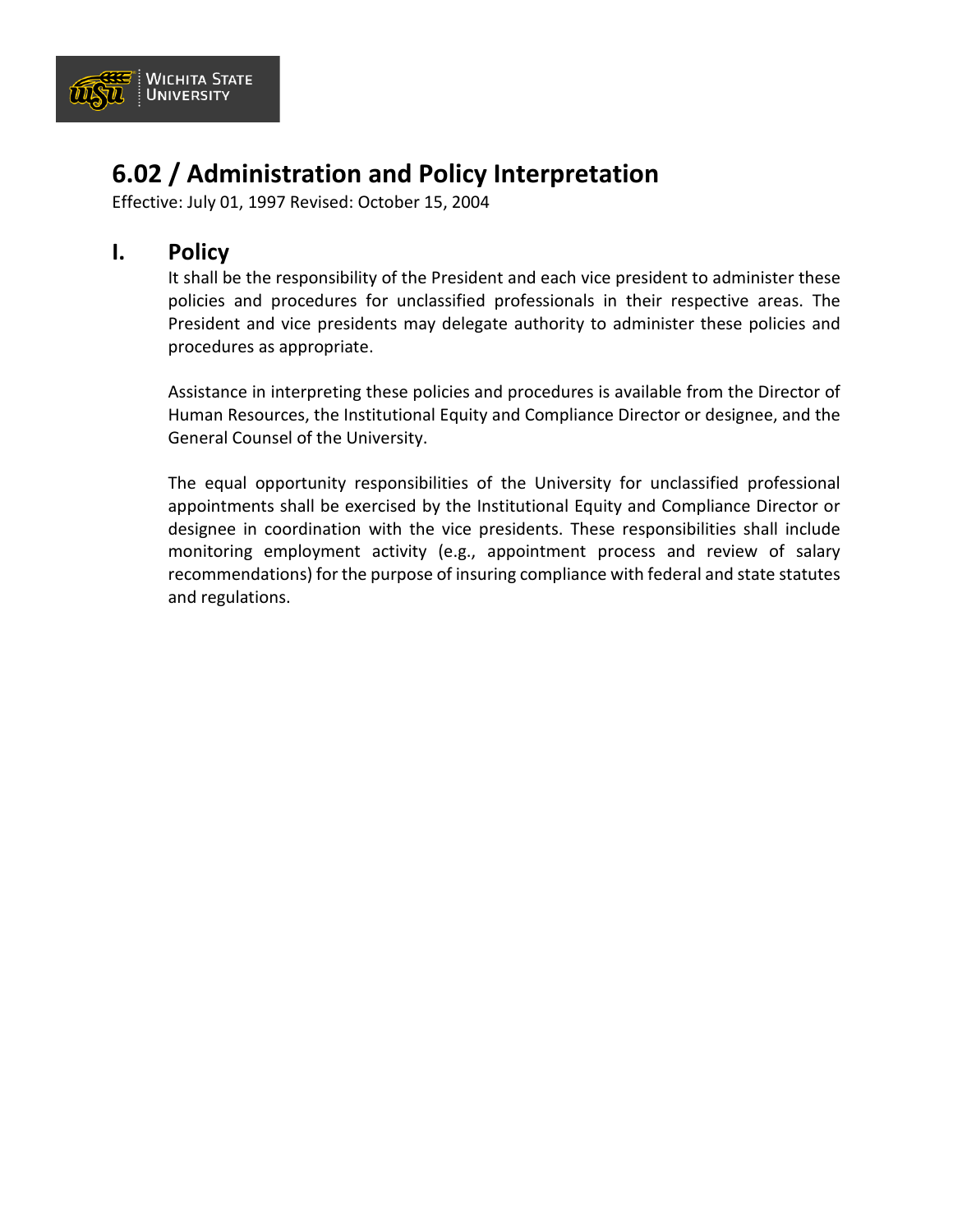# 6.02 / Administration and Policy Interpretation

Effective: July 01, 1997 Revised: October 15, 2004

## I. Policy

It shall be the responsibility of the President and each vice president to administer these policies and procedures for unclassified professionals in their respective areas. The President and vice presidents may delegate authority to administer these policies and procedures as appropriate.

Assistance in interpreting these policies and procedures is available from the Director of Human Resources, the Institutional Equity and Compliance Director or designee, and the General Counsel of the University.

The equal opportunity responsibilities of the University for unclassified professional appointments shall be exercised by the Institutional Equity and Compliance Director or designee in coordination with the vice presidents. These responsibilities shall include monitoring employment activity (e.g., appointment process and review of salary recommendations) for the purpose of insuring compliance with federal and state statutes and regulations.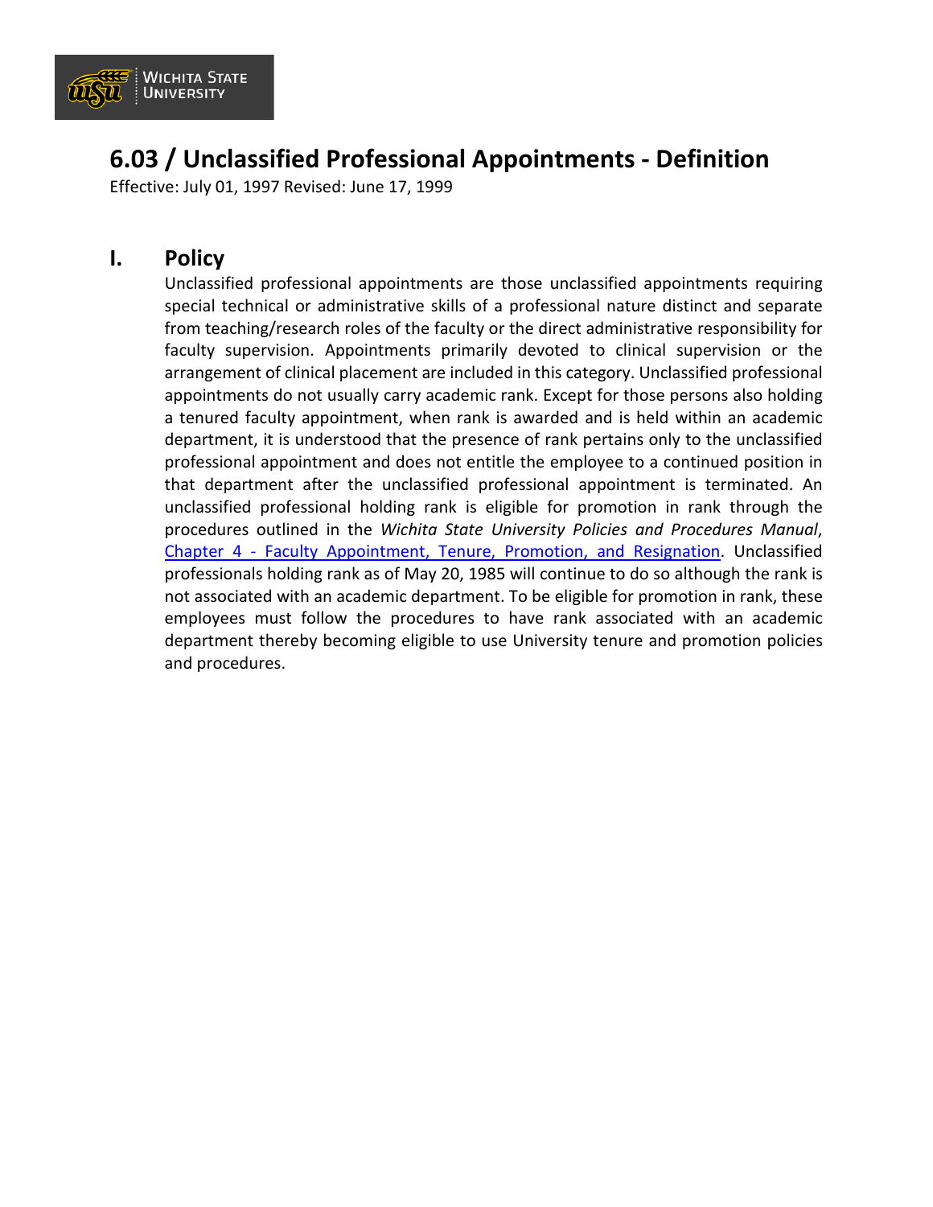# 6.03 / Unclassified Professional Appointments - Definition

Effective: July 01, 1997 Revised: June 17, 1999

## I. Policy

Unclassified professional appointments are those unclassified appointments requiring special technical or administrative skills of a professional nature distinct and separate from teaching/research roles of the faculty or the direct administrative responsibility for faculty supervision. Appointments primarily devoted to clinical supervision or the arrangement of clinical placement are included in this category. Unclassified professional appointments do not usually carry academic rank. Except for those persons also holding a tenured faculty appointment, when rank is awarded and is held within an academic department, it is understood that the presence of rank pertains only to the unclassified professional appointment and does not entitle the employee to a continued position in that department after the unclassified professional appointment is terminated. An unclassified professional holding rank is eligible for promotion in rank through the procedures outlined in the *Wichita State University Policies and Procedures Manual*, Chapter 4 - Faculty Appointment, Tenure, Promotion, and Resignation. Unclassified professionals holding rank as of May 20, 1985 will continue to do so although the rank is not associated with an academic department. To be eligible for promotion in rank, these employees must follow the procedures to have rank associated with an academic department thereby becoming eligible to use University tenure and promotion policies and procedures.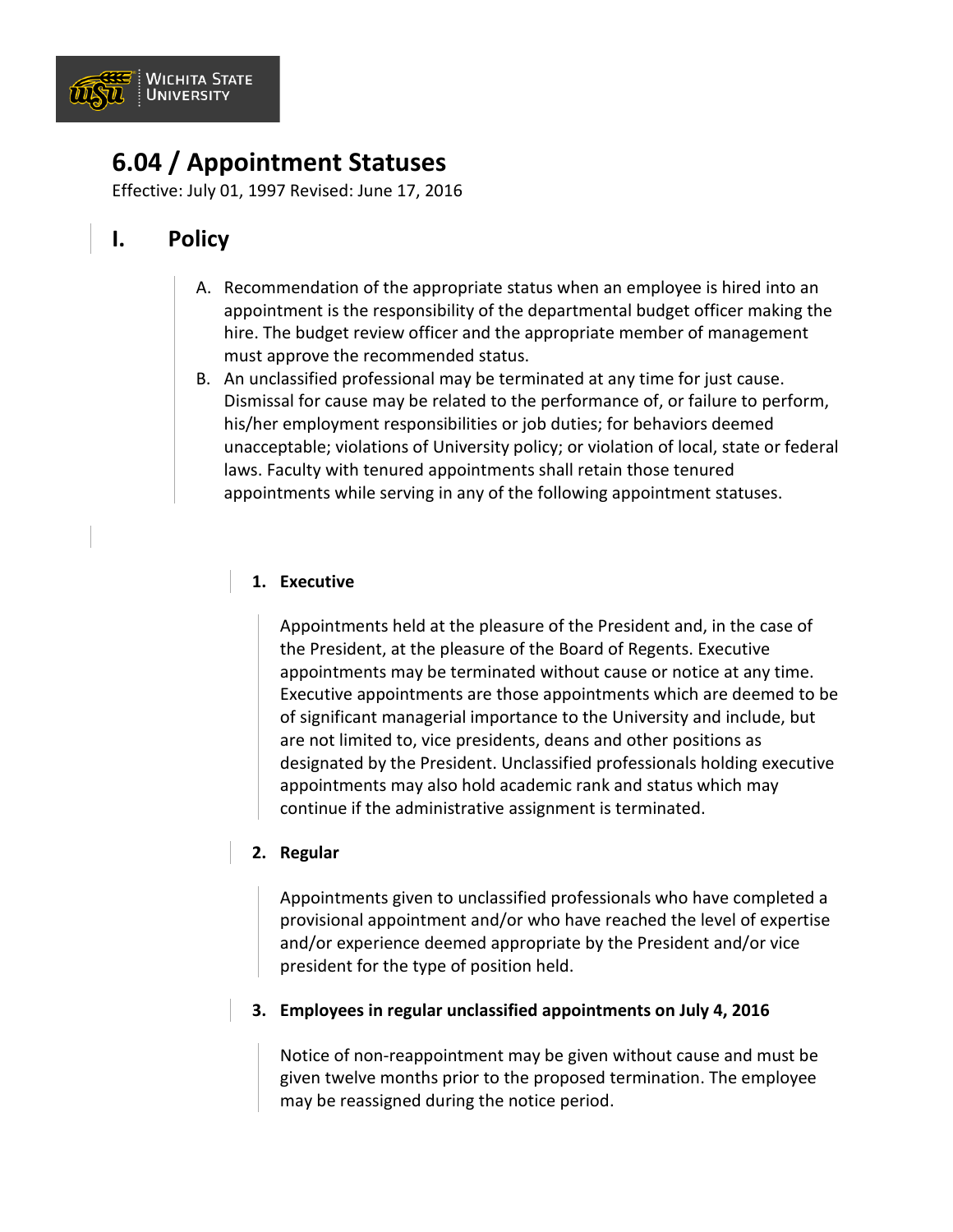# 6.04 / Appointment Statuses

Effective: July 01, 1997 Revised: June 17, 2016

## I. Policy

A. Recommendation of the appropriate status when an employee is hired into an appointment is the responsibility of the departmental budget officer making the hire. The budget review officer and the appropriate member of management must approve the recommended status.

B. An unclassified professional may be terminated at any time for just cause. Dismissal for cause may be related to the performance of, or failure to perform, his/her employment responsibilities or job duties; for behaviors deemed unacceptable; violations of University policy; or violation of local, state or federal laws. Faculty with tenured appointments shall retain those tenured appointments while serving in any of the following appointment statuses.

1. **Executive**

   Appointments held at the pleasure of the President and, in the case of the President, at the pleasure of the Board of Regents. Executive appointments may be terminated without cause or notice at any time. Executive appointments are those appointments which are deemed to be of significant managerial importance to the University and include, but are not limited to, vice presidents, deans and other positions as designated by the President. Unclassified professionals holding executive appointments may also hold academic rank and status which may continue if the administrative assignment is terminated.

2. **Regular**

   Appointments given to unclassified professionals who have completed a provisional appointment and/or who have reached the level of expertise and/or experience deemed appropriate by the President and/or vice president for the type of position held.

3. **Employees in regular unclassified appointments on July 4, 2016**

   Notice of non-reappointment may be given without cause and must be given twelve months prior to the proposed termination. The employee may be reassigned during the notice period.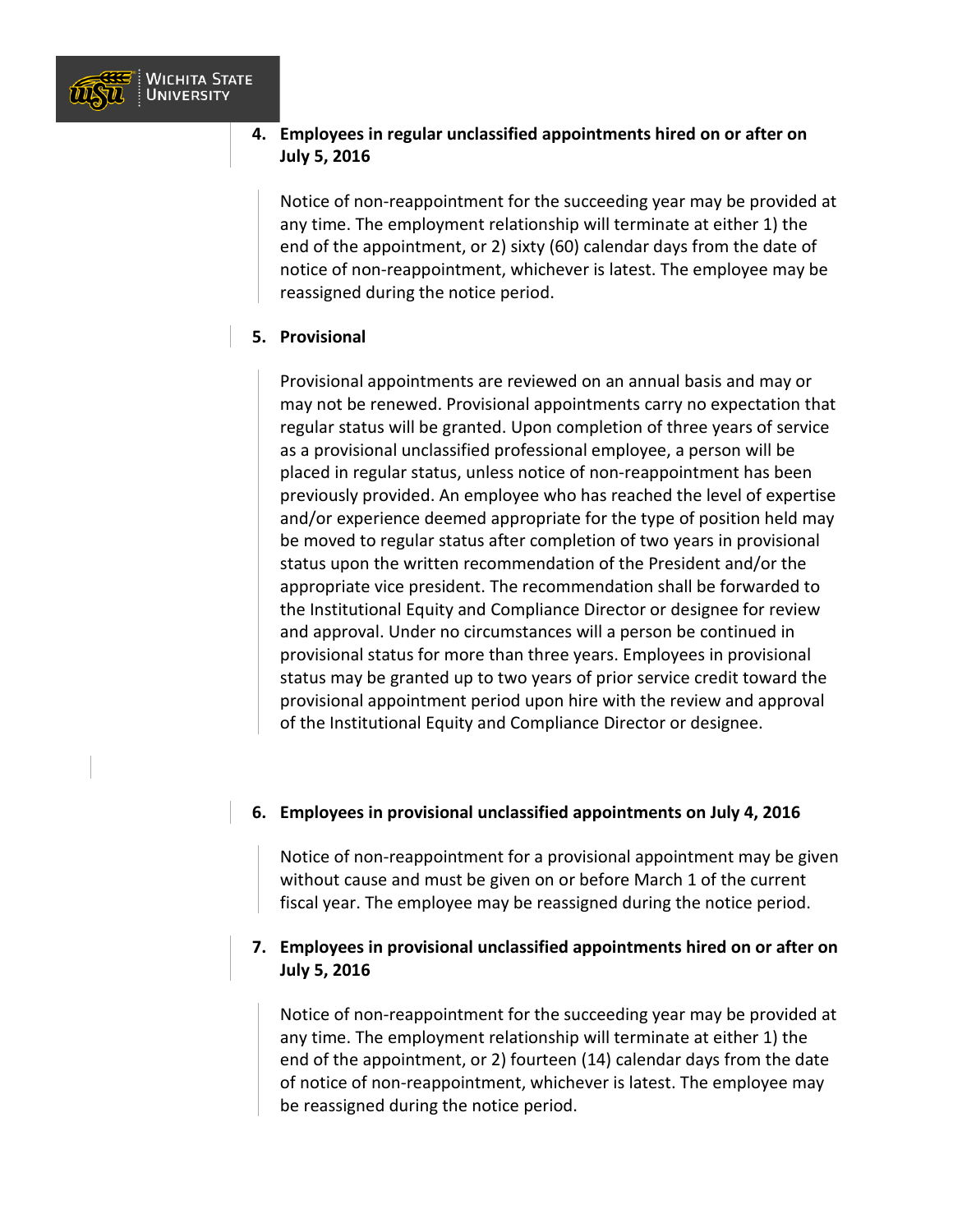4. **Employees in regular unclassified appointments hired on or after on July 5, 2016**

   Notice of non-reappointment for the succeeding year may be provided at any time. The employment relationship will terminate at either 1) the end of the appointment, or 2) sixty (60) calendar days from the date of notice of non-reappointment, whichever is latest. The employee may be reassigned during the notice period.

5. **Provisional**

   Provisional appointments are reviewed on an annual basis and may or may not be renewed. Provisional appointments carry no expectation that regular status will be granted. Upon completion of three years of service as a provisional unclassified professional employee, a person will be placed in regular status, unless notice of non-reappointment has been previously provided. An employee who has reached the level of expertise and/or experience deemed appropriate for the type of position held may be moved to regular status after completion of two years in provisional status upon the written recommendation of the President and/or the appropriate vice president. The recommendation shall be forwarded to the Institutional Equity and Compliance Director or designee for review and approval. Under no circumstances will a person be continued in provisional status for more than three years. Employees in provisional status may be granted up to two years of prior service credit toward the provisional appointment period upon hire with the review and approval of the Institutional Equity and Compliance Director or designee.

6. **Employees in provisional unclassified appointments on July 4, 2016**

   Notice of non-reappointment for a provisional appointment may be given without cause and must be given on or before March 1 of the current fiscal year. The employee may be reassigned during the notice period.

7. **Employees in provisional unclassified appointments hired on or after on July 5, 2016**

   Notice of non-reappointment for the succeeding year may be provided at any time. The employment relationship will terminate at either 1) the end of the appointment, or 2) fourteen (14) calendar days from the date of notice of non-reappointment, whichever is latest. The employee may be reassigned during the notice period.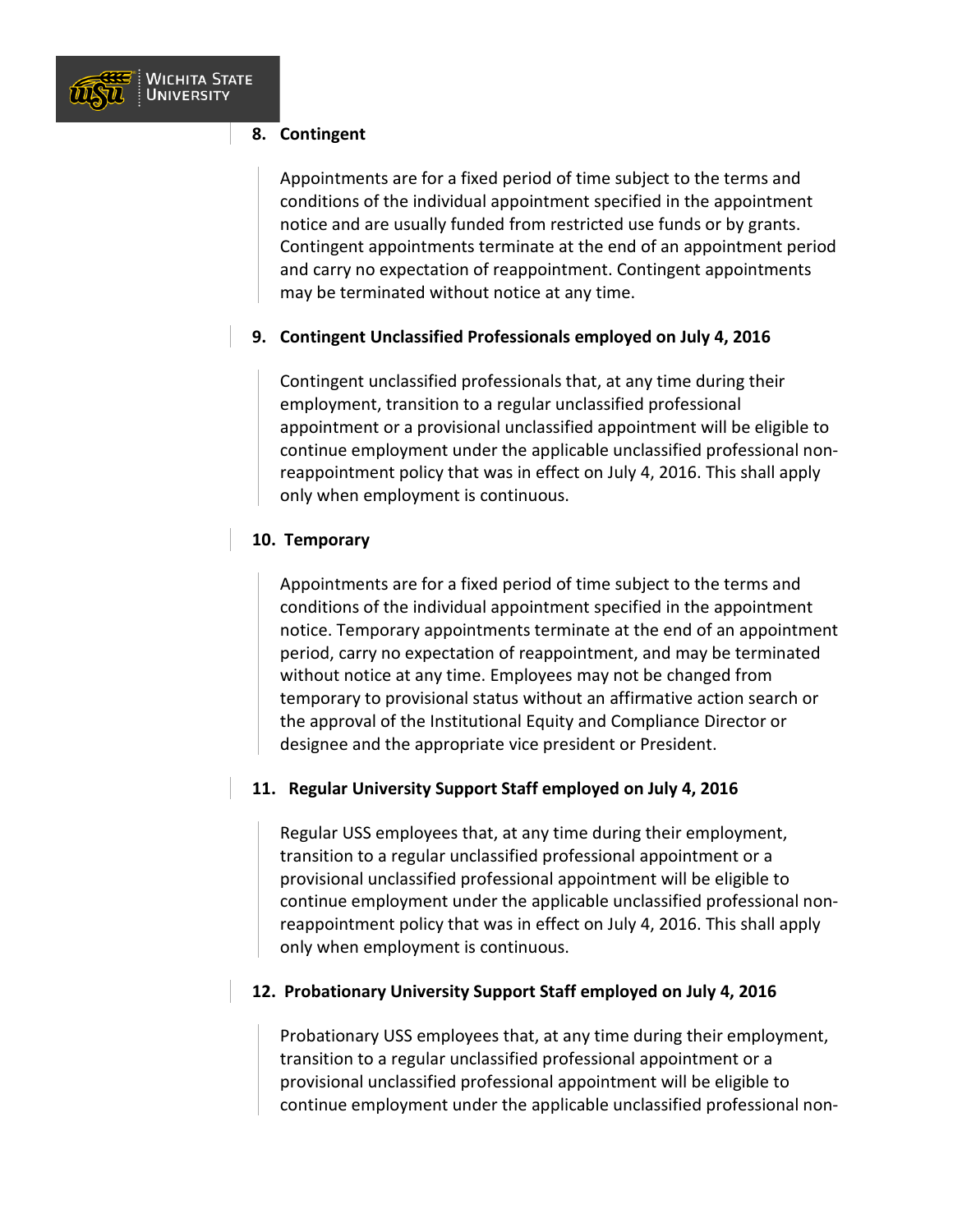8. **Contingent**

   Appointments are for a fixed period of time subject to the terms and conditions of the individual appointment specified in the appointment notice and are usually funded from restricted use funds or by grants. Contingent appointments terminate at the end of an appointment period and carry no expectation of reappointment. Contingent appointments may be terminated without notice at any time.

9. **Contingent Unclassified Professionals employed on July 4, 2016**

   Contingent unclassified professionals that, at any time during their employment, transition to a regular unclassified professional appointment or a provisional unclassified appointment will be eligible to continue employment under the applicable unclassified professional non-reappointment policy that was in effect on July 4, 2016. This shall apply only when employment is continuous.

10. **Temporary**

    Appointments are for a fixed period of time subject to the terms and conditions of the individual appointment specified in the appointment notice. Temporary appointments terminate at the end of an appointment period, carry no expectation of reappointment, and may be terminated without notice at any time. Employees may not be changed from temporary to provisional status without an affirmative action search or the approval of the Institutional Equity and Compliance Director or designee and the appropriate vice president or President.

11. **Regular University Support Staff employed on July 4, 2016**

    Regular USS employees that, at any time during their employment, transition to a regular unclassified professional appointment or a provisional unclassified professional appointment will be eligible to continue employment under the applicable unclassified professional non-reappointment policy that was in effect on July 4, 2016. This shall apply only when employment is continuous.

12. **Probationary University Support Staff employed on July 4, 2016**

    Probationary USS employees that, at any time during their employment, transition to a regular unclassified professional appointment or a provisional unclassified professional appointment will be eligible to continue employment under the applicable unclassified professional non-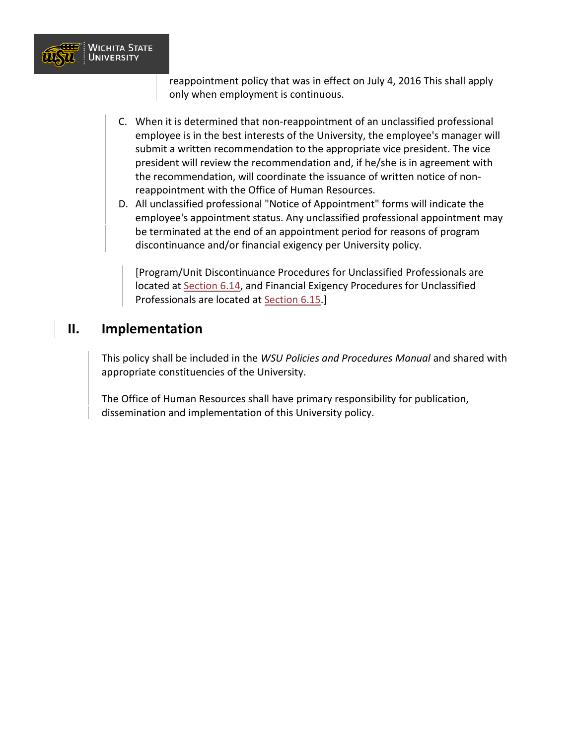reappointment policy that was in effect on July 4, 2016 This shall apply only when employment is continuous.

C. When it is determined that non-reappointment of an unclassified professional employee is in the best interests of the University, the employee's manager will submit a written recommendation to the appropriate vice president. The vice president will review the recommendation and, if he/she is in agreement with the recommendation, will coordinate the issuance of written notice of non-reappointment with the Office of Human Resources.

D. All unclassified professional "Notice of Appointment" forms will indicate the employee's appointment status. Any unclassified professional appointment may be terminated at the end of an appointment period for reasons of program discontinuance and/or financial exigency per University policy.

   [Program/Unit Discontinuance Procedures for Unclassified Professionals are located at Section 6.14, and Financial Exigency Procedures for Unclassified Professionals are located at Section 6.15.]

## II. Implementation

This policy shall be included in the *WSU Policies and Procedures Manual* and shared with appropriate constituencies of the University.

The Office of Human Resources shall have primary responsibility for publication, dissemination and implementation of this University policy.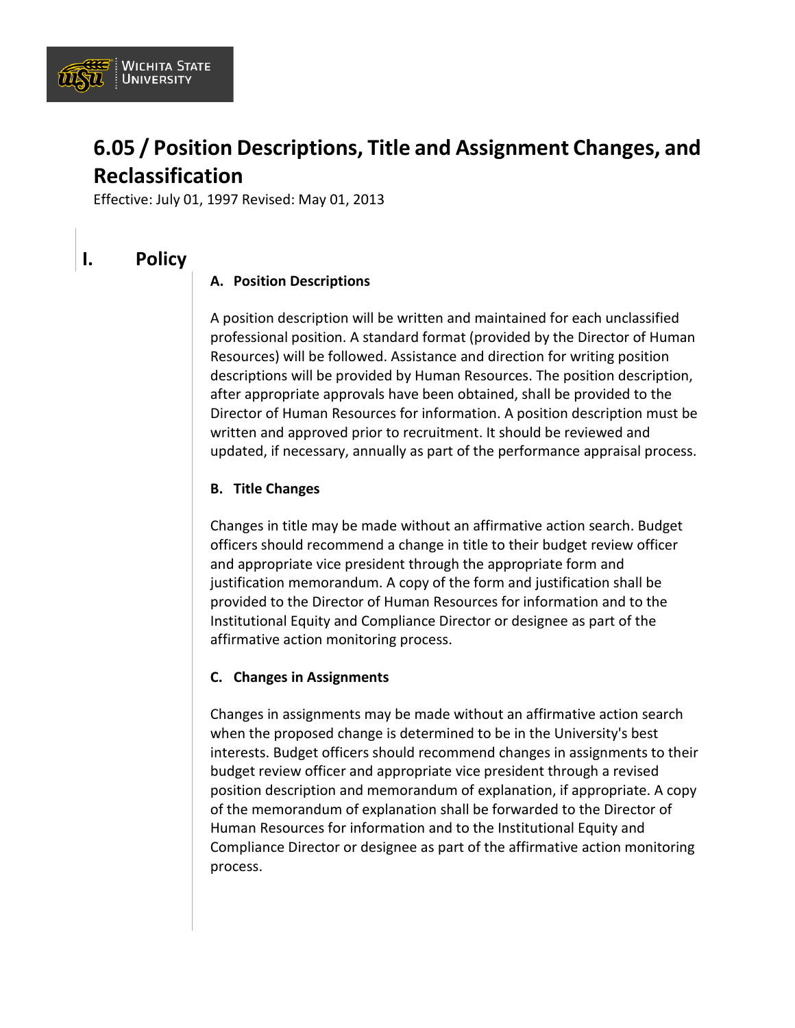# 6.05 / Position Descriptions, Title and Assignment Changes, and Reclassification

Effective: July 01, 1997 Revised: May 01, 2013

## I. Policy

### A. Position Descriptions

A position description will be written and maintained for each unclassified professional position. A standard format (provided by the Director of Human Resources) will be followed. Assistance and direction for writing position descriptions will be provided by Human Resources. The position description, after appropriate approvals have been obtained, shall be provided to the Director of Human Resources for information. A position description must be written and approved prior to recruitment. It should be reviewed and updated, if necessary, annually as part of the performance appraisal process.

### B. Title Changes

Changes in title may be made without an affirmative action search. Budget officers should recommend a change in title to their budget review officer and appropriate vice president through the appropriate form and justification memorandum. A copy of the form and justification shall be provided to the Director of Human Resources for information and to the Institutional Equity and Compliance Director or designee as part of the affirmative action monitoring process.

### C. Changes in Assignments

Changes in assignments may be made without an affirmative action search when the proposed change is determined to be in the University's best interests. Budget officers should recommend changes in assignments to their budget review officer and appropriate vice president through a revised position description and memorandum of explanation, if appropriate. A copy of the memorandum of explanation shall be forwarded to the Director of Human Resources for information and to the Institutional Equity and Compliance Director or designee as part of the affirmative action monitoring process.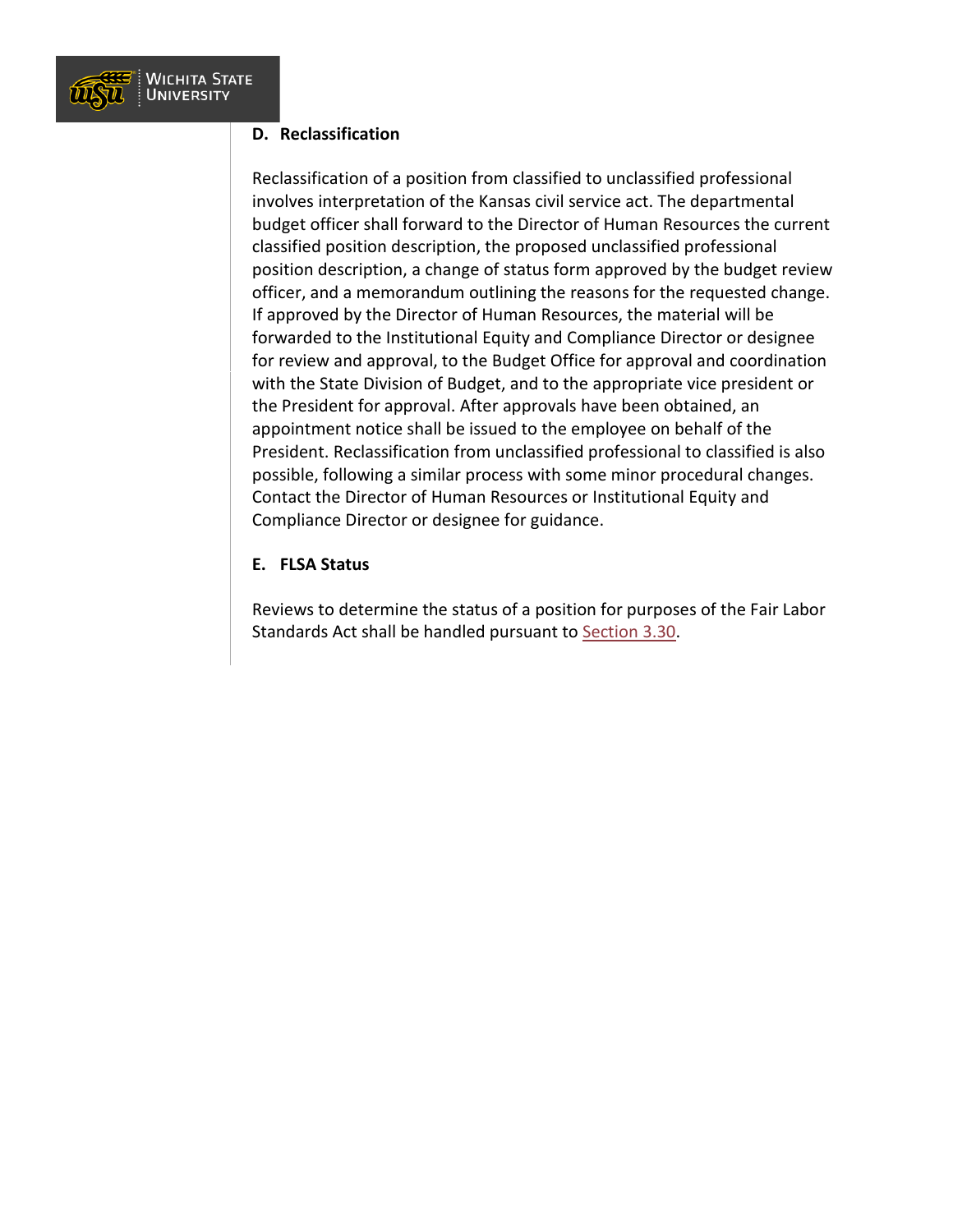### D. Reclassification

Reclassification of a position from classified to unclassified professional involves interpretation of the Kansas civil service act. The departmental budget officer shall forward to the Director of Human Resources the current classified position description, the proposed unclassified professional position description, a change of status form approved by the budget review officer, and a memorandum outlining the reasons for the requested change. If approved by the Director of Human Resources, the material will be forwarded to the Institutional Equity and Compliance Director or designee for review and approval, to the Budget Office for approval and coordination with the State Division of Budget, and to the appropriate vice president or the President for approval. After approvals have been obtained, an appointment notice shall be issued to the employee on behalf of the President. Reclassification from unclassified professional to classified is also possible, following a similar process with some minor procedural changes. Contact the Director of Human Resources or Institutional Equity and Compliance Director or designee for guidance.

### E. FLSA Status

Reviews to determine the status of a position for purposes of the Fair Labor Standards Act shall be handled pursuant to Section 3.30.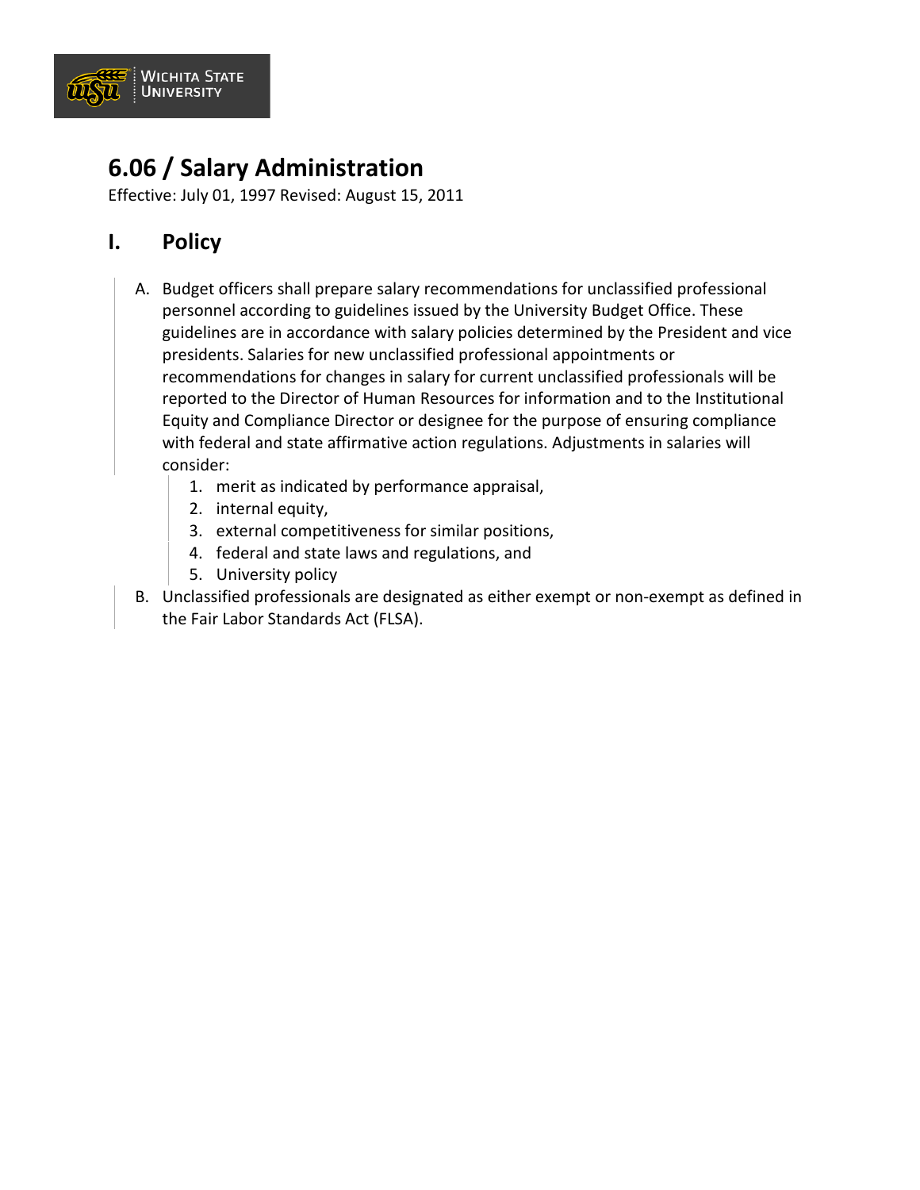# 6.06 / Salary Administration

Effective: July 01, 1997 Revised: August 15, 2011

## I. Policy

A. Budget officers shall prepare salary recommendations for unclassified professional personnel according to guidelines issued by the University Budget Office. These guidelines are in accordance with salary policies determined by the President and vice presidents. Salaries for new unclassified professional appointments or recommendations for changes in salary for current unclassified professionals will be reported to the Director of Human Resources for information and to the Institutional Equity and Compliance Director or designee for the purpose of ensuring compliance with federal and state affirmative action regulations. Adjustments in salaries will consider:
   1. merit as indicated by performance appraisal,
   2. internal equity,
   3. external competitiveness for similar positions,
   4. federal and state laws and regulations, and
   5. University policy

B. Unclassified professionals are designated as either exempt or non-exempt as defined in the Fair Labor Standards Act (FLSA).